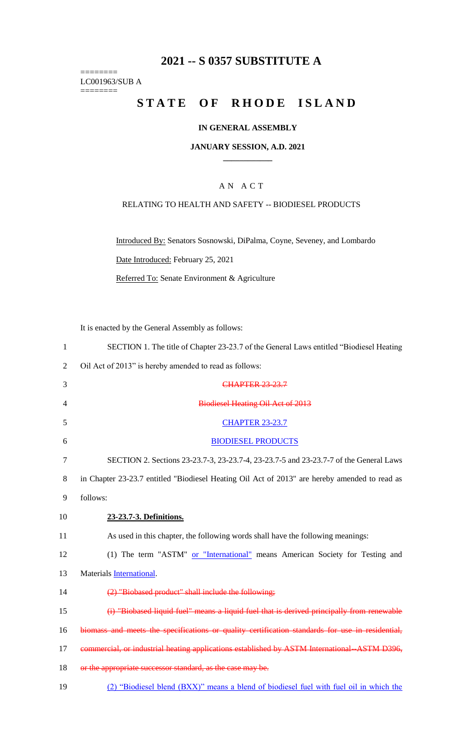# 2021 -- S 0357 SUBSTITUTE A

========
LC001963/SUB A
========

# STATE OF RHODE ISLAND

### IN GENERAL ASSEMBLY

### JANUARY SESSION, A.D. 2021

---

## A N A C T

### RELATING TO HEALTH AND SAFETY -- BIODIESEL PRODUCTS

Introduced By: Senators Sosnowski, DiPalma, Coyne, Seveney, and Lombardo

Date Introduced: February 25, 2021

Referred To: Senate Environment & Agriculture

It is enacted by the General Assembly as follows:

1 SECTION 1. The title of Chapter 23-23.7 of the General Laws entitled "Biodiesel Heating
2 Oil Act of 2013" is hereby amended to read as follows:

3 ~~CHAPTER 23-23.7~~

4 ~~Biodiesel Heating Oil Act of 2013~~

5 CHAPTER 23-23.7

6 BIODIESEL PRODUCTS

7 SECTION 2. Sections 23-23.7-3, 23-23.7-4, 23-23.7-5 and 23-23.7-7 of the General Laws
8 in Chapter 23-23.7 entitled "Biodiesel Heating Oil Act of 2013" are hereby amended to read as
9 follows:

10 **23-23.7-3. Definitions.**

11 As used in this chapter, the following words shall have the following meanings:

12 (1) The term "ASTM" or "International" means American Society for Testing and
13 Materials International.

14 ~~(2) "Biobased product" shall include the following;~~

15 ~~(i) "Biobased liquid fuel" means a liquid fuel that is derived principally from renewable~~
16 ~~biomass and meets the specifications or quality certification standards for use in residential,~~
17 ~~commercial, or industrial heating applications established by ASTM International--ASTM D396,~~
18 ~~or the appropriate successor standard, as the case may be.~~

19 (2) "Biodiesel blend (BXX)" means a blend of biodiesel fuel with fuel oil in which the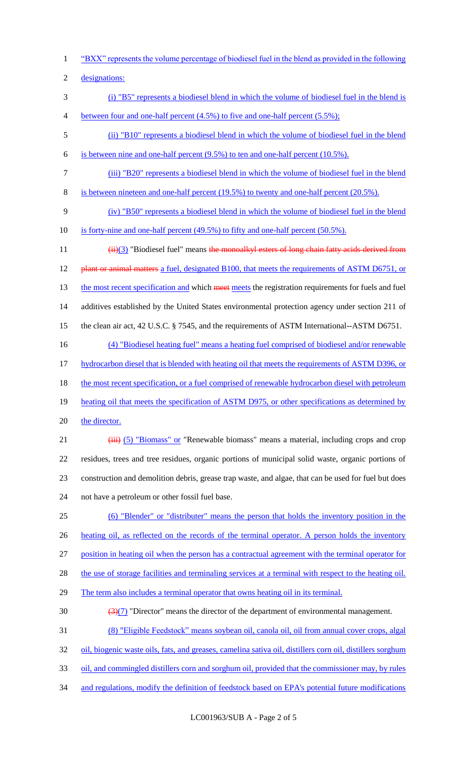"BXX" represents the volume percentage of biodiesel fuel in the blend as provided in the following designations:

(i) "B5" represents a biodiesel blend in which the volume of biodiesel fuel in the blend is between four and one-half percent (4.5%) to five and one-half percent (5.5%);

(ii) "B10" represents a biodiesel blend in which the volume of biodiesel fuel in the blend is between nine and one-half percent (9.5%) to ten and one-half percent (10.5%).

(iii) "B20" represents a biodiesel blend in which the volume of biodiesel fuel in the blend is between nineteen and one-half percent (19.5%) to twenty and one-half percent (20.5%).

(iv) "B50" represents a biodiesel blend in which the volume of biodiesel fuel in the blend is forty-nine and one-half percent (49.5%) to fifty and one-half percent (50.5%).

~~(ii)~~(3) "Biodiesel fuel" means ~~the monoalkyl esters of long chain fatty acids derived from plant or animal matters~~ a fuel, designated B100, that meets the requirements of ASTM D6751, or the most recent specification and which ~~meet~~ meets the registration requirements for fuels and fuel additives established by the United States environmental protection agency under section 211 of the clean air act, 42 U.S.C. § 7545, and the requirements of ASTM International--ASTM D6751.

(4) "Biodiesel heating fuel" means a heating fuel comprised of biodiesel and/or renewable hydrocarbon diesel that is blended with heating oil that meets the requirements of ASTM D396, or the most recent specification, or a fuel comprised of renewable hydrocarbon diesel with petroleum heating oil that meets the specification of ASTM D975, or other specifications as determined by the director.

~~(iii)~~ (5) "Biomass" or "Renewable biomass" means a material, including crops and crop residues, trees and tree residues, organic portions of municipal solid waste, organic portions of construction and demolition debris, grease trap waste, and algae, that can be used for fuel but does not have a petroleum or other fossil fuel base.

(6) "Blender" or "distributer" means the person that holds the inventory position in the heating oil, as reflected on the records of the terminal operator. A person holds the inventory position in heating oil when the person has a contractual agreement with the terminal operator for the use of storage facilities and terminaling services at a terminal with respect to the heating oil. The term also includes a terminal operator that owns heating oil in its terminal.

~~(3)~~(7) "Director" means the director of the department of environmental management.

(8) "Eligible Feedstock" means soybean oil, canola oil, oil from annual cover crops, algal oil, biogenic waste oils, fats, and greases, camelina sativa oil, distillers corn oil, distillers sorghum oil, and commingled distillers corn and sorghum oil, provided that the commissioner may, by rules and regulations, modify the definition of feedstock based on EPA's potential future modifications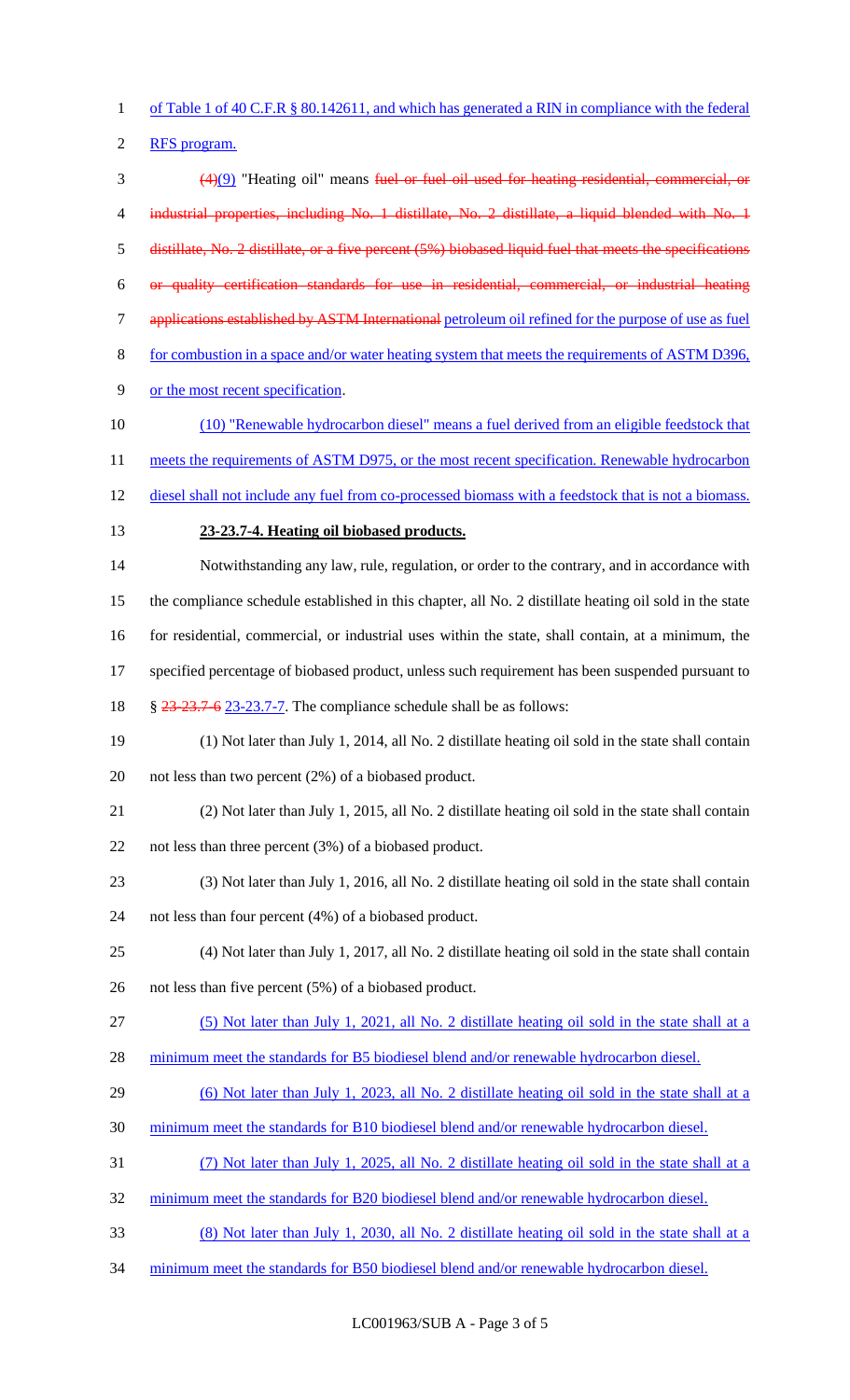of Table 1 of 40 C.F.R § 80.142611, and which has generated a RIN in compliance with the federal RFS program.

~~(4)~~(9) "Heating oil" means ~~fuel or fuel oil used for heating residential, commercial, or industrial properties, including No. 1 distillate, No. 2 distillate, a liquid blended with No. 1 distillate, No. 2 distillate, or a five percent (5%) biobased liquid fuel that meets the specifications or quality certification standards for use in residential, commercial, or industrial heating applications established by ASTM International~~ petroleum oil refined for the purpose of use as fuel for combustion in a space and/or water heating system that meets the requirements of ASTM D396, or the most recent specification.

(10) "Renewable hydrocarbon diesel" means a fuel derived from an eligible feedstock that meets the requirements of ASTM D975, or the most recent specification. Renewable hydrocarbon diesel shall not include any fuel from co-processed biomass with a feedstock that is not a biomass.

**23-23.7-4. Heating oil biobased products.**

Notwithstanding any law, rule, regulation, or order to the contrary, and in accordance with the compliance schedule established in this chapter, all No. 2 distillate heating oil sold in the state for residential, commercial, or industrial uses within the state, shall contain, at a minimum, the specified percentage of biobased product, unless such requirement has been suspended pursuant to § ~~23-23.7-6~~ 23-23.7-7. The compliance schedule shall be as follows:

(1) Not later than July 1, 2014, all No. 2 distillate heating oil sold in the state shall contain not less than two percent (2%) of a biobased product.

(2) Not later than July 1, 2015, all No. 2 distillate heating oil sold in the state shall contain not less than three percent (3%) of a biobased product.

(3) Not later than July 1, 2016, all No. 2 distillate heating oil sold in the state shall contain not less than four percent (4%) of a biobased product.

(4) Not later than July 1, 2017, all No. 2 distillate heating oil sold in the state shall contain not less than five percent (5%) of a biobased product.

(5) Not later than July 1, 2021, all No. 2 distillate heating oil sold in the state shall at a minimum meet the standards for B5 biodiesel blend and/or renewable hydrocarbon diesel.

(6) Not later than July 1, 2023, all No. 2 distillate heating oil sold in the state shall at a minimum meet the standards for B10 biodiesel blend and/or renewable hydrocarbon diesel.

(7) Not later than July 1, 2025, all No. 2 distillate heating oil sold in the state shall at a minimum meet the standards for B20 biodiesel blend and/or renewable hydrocarbon diesel.

(8) Not later than July 1, 2030, all No. 2 distillate heating oil sold in the state shall at a minimum meet the standards for B50 biodiesel blend and/or renewable hydrocarbon diesel.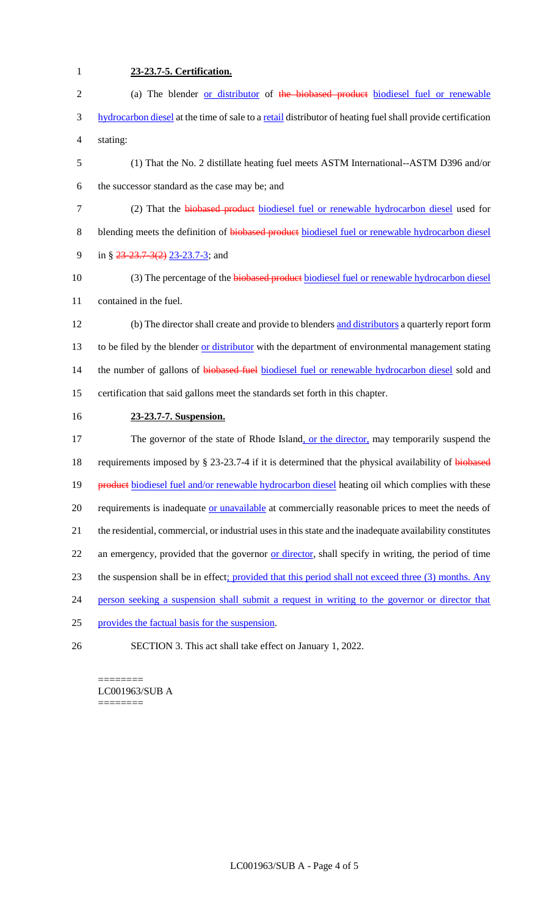**23-23.7-5. Certification.**

(a) The blender or distributor of ~~the biobased product~~ biodiesel fuel or renewable hydrocarbon diesel at the time of sale to a retail distributor of heating fuel shall provide certification stating:

(1) That the No. 2 distillate heating fuel meets ASTM International--ASTM D396 and/or the successor standard as the case may be; and

(2) That the ~~biobased product~~ biodiesel fuel or renewable hydrocarbon diesel used for blending meets the definition of ~~biobased product~~ biodiesel fuel or renewable hydrocarbon diesel in § ~~23-23.7-3(2)~~ 23-23.7-3; and

(3) The percentage of the ~~biobased product~~ biodiesel fuel or renewable hydrocarbon diesel contained in the fuel.

(b) The director shall create and provide to blenders and distributors a quarterly report form to be filed by the blender or distributor with the department of environmental management stating the number of gallons of ~~biobased fuel~~ biodiesel fuel or renewable hydrocarbon diesel sold and certification that said gallons meet the standards set forth in this chapter.

**23-23.7-7. Suspension.**

The governor of the state of Rhode Island, or the director, may temporarily suspend the requirements imposed by § 23-23.7-4 if it is determined that the physical availability of ~~biobased product~~ biodiesel fuel and/or renewable hydrocarbon diesel heating oil which complies with these requirements is inadequate or unavailable at commercially reasonable prices to meet the needs of the residential, commercial, or industrial uses in this state and the inadequate availability constitutes an emergency, provided that the governor or director, shall specify in writing, the period of time the suspension shall be in effect; provided that this period shall not exceed three (3) months. Any person seeking a suspension shall submit a request in writing to the governor or director that provides the factual basis for the suspension.

SECTION 3. This act shall take effect on January 1, 2022.

========
LC001963/SUB A
========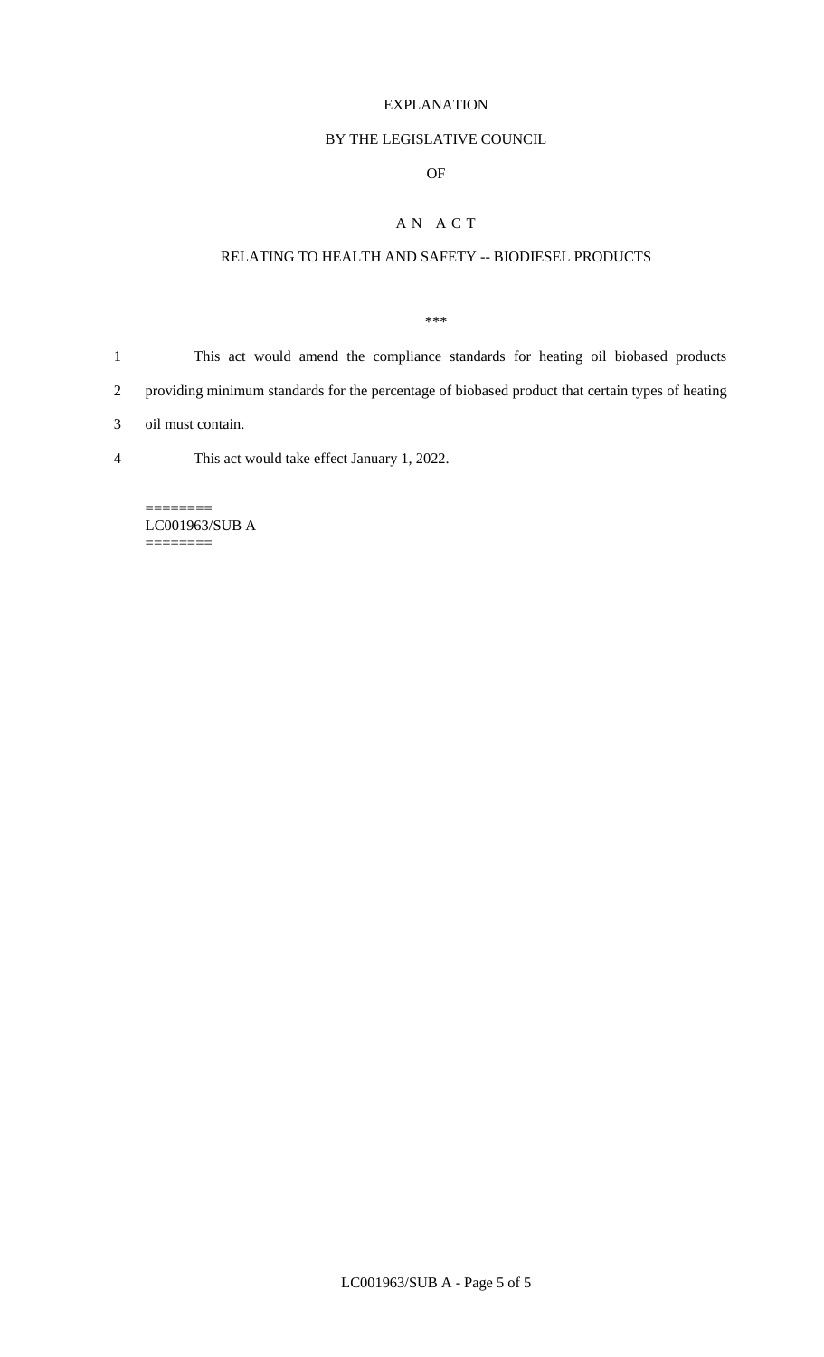EXPLANATION

BY THE LEGISLATIVE COUNCIL

OF

A N A C T

RELATING TO HEALTH AND SAFETY -- BIODIESEL PRODUCTS

\*\*\*

1 This act would amend the compliance standards for heating oil biobased products
2 providing minimum standards for the percentage of biobased product that certain types of heating
3 oil must contain.

4 This act would take effect January 1, 2022.

========
LC001963/SUB A
========